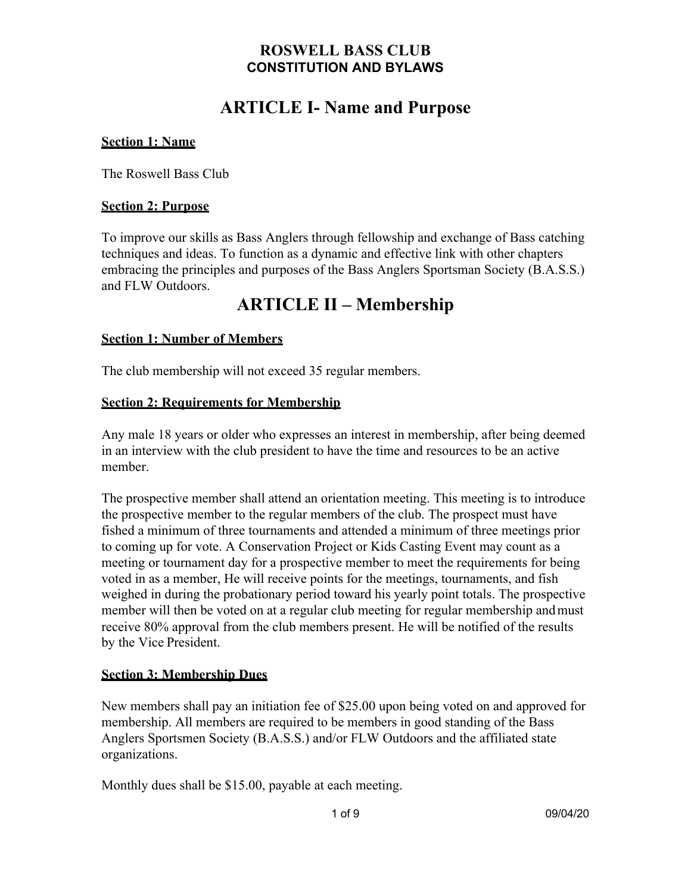# ROSWELL BASS CLUB
## CONSTITUTION AND BYLAWS

# ARTICLE I- Name and Purpose

### Section 1: Name

The Roswell Bass Club

### Section 2: Purpose

To improve our skills as Bass Anglers through fellowship and exchange of Bass catching techniques and ideas. To function as a dynamic and effective link with other chapters embracing the principles and purposes of the Bass Anglers Sportsman Society (B.A.S.S.) and FLW Outdoors.

# ARTICLE II – Membership

### Section 1: Number of Members

The club membership will not exceed 35 regular members.

### Section 2: Requirements for Membership

Any male 18 years or older who expresses an interest in membership, after being deemed in an interview with the club president to have the time and resources to be an active member.

The prospective member shall attend an orientation meeting. This meeting is to introduce the prospective member to the regular members of the club. The prospect must have fished a minimum of three tournaments and attended a minimum of three meetings prior to coming up for vote. A Conservation Project or Kids Casting Event may count as a meeting or tournament day for a prospective member to meet the requirements for being voted in as a member, He will receive points for the meetings, tournaments, and fish weighed in during the probationary period toward his yearly point totals. The prospective member will then be voted on at a regular club meeting for regular membership and must receive 80% approval from the club members present. He will be notified of the results by the Vice President.

### Section 3: Membership Dues

New members shall pay an initiation fee of $25.00 upon being voted on and approved for membership. All members are required to be members in good standing of the Bass Anglers Sportsmen Society (B.A.S.S.) and/or FLW Outdoors and the affiliated state organizations.

Monthly dues shall be $15.00, payable at each meeting.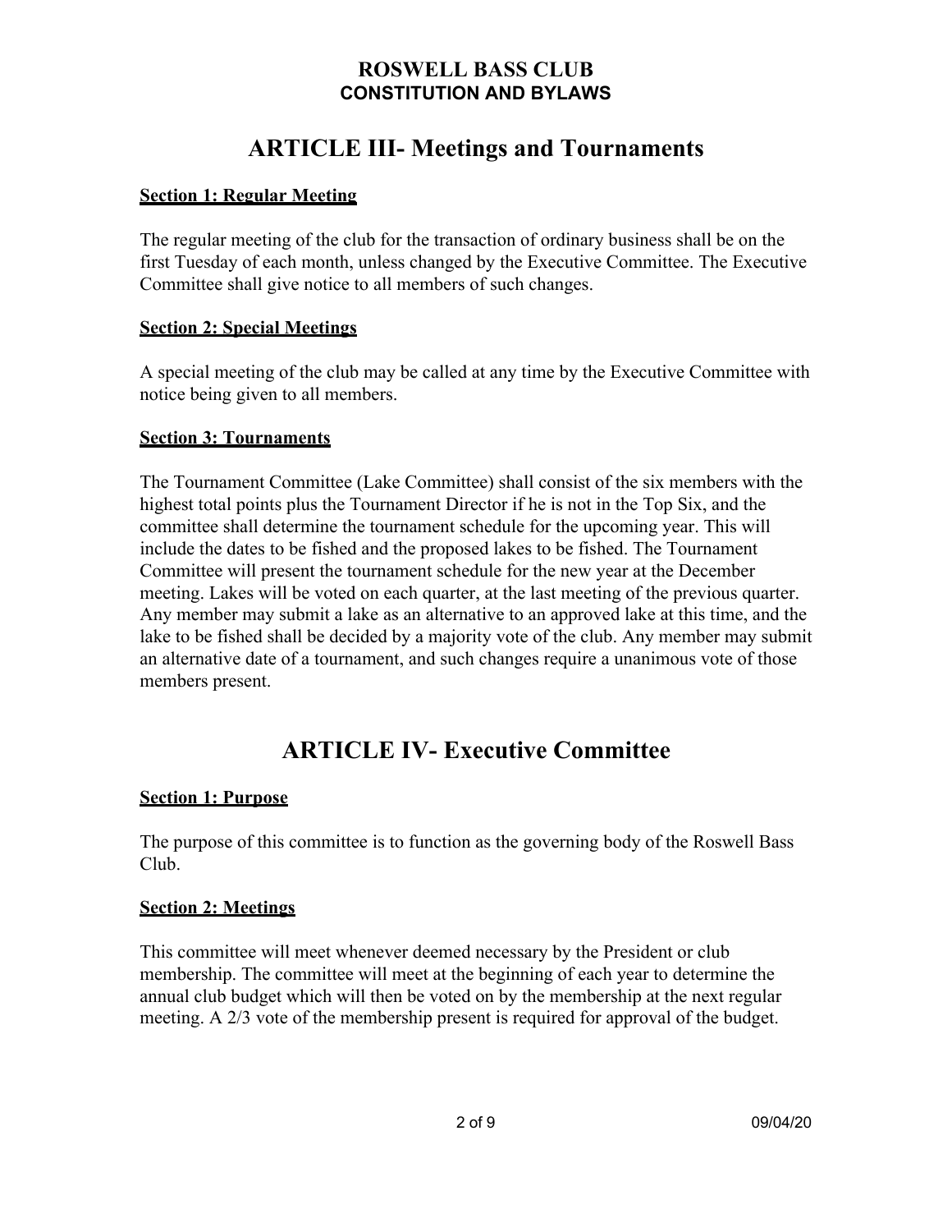## ARTICLE III- Meetings and Tournaments

**Section 1: Regular Meeting**

The regular meeting of the club for the transaction of ordinary business shall be on the first Tuesday of each month, unless changed by the Executive Committee. The Executive Committee shall give notice to all members of such changes.

**Section 2: Special Meetings**

A special meeting of the club may be called at any time by the Executive Committee with notice being given to all members.

**Section 3: Tournaments**

The Tournament Committee (Lake Committee) shall consist of the six members with the highest total points plus the Tournament Director if he is not in the Top Six, and the committee shall determine the tournament schedule for the upcoming year. This will include the dates to be fished and the proposed lakes to be fished. The Tournament Committee will present the tournament schedule for the new year at the December meeting. Lakes will be voted on each quarter, at the last meeting of the previous quarter. Any member may submit a lake as an alternative to an approved lake at this time, and the lake to be fished shall be decided by a majority vote of the club. Any member may submit an alternative date of a tournament, and such changes require a unanimous vote of those members present.

## ARTICLE IV- Executive Committee

**Section 1: Purpose**

The purpose of this committee is to function as the governing body of the Roswell Bass Club.

**Section 2: Meetings**

This committee will meet whenever deemed necessary by the President or club membership. The committee will meet at the beginning of each year to determine the annual club budget which will then be voted on by the membership at the next regular meeting. A 2/3 vote of the membership present is required for approval of the budget.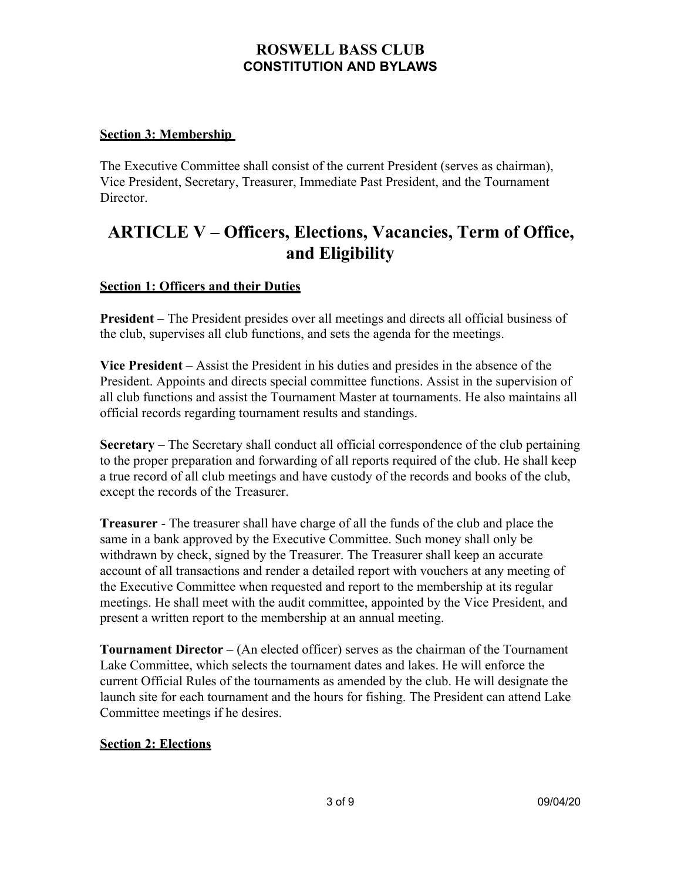**Section 3: Membership**

The Executive Committee shall consist of the current President (serves as chairman), Vice President, Secretary, Treasurer, Immediate Past President, and the Tournament Director.

# ARTICLE V – Officers, Elections, Vacancies, Term of Office, and Eligibility

**Section 1: Officers and their Duties**

**President** – The President presides over all meetings and directs all official business of the club, supervises all club functions, and sets the agenda for the meetings.

**Vice President** – Assist the President in his duties and presides in the absence of the President. Appoints and directs special committee functions. Assist in the supervision of all club functions and assist the Tournament Master at tournaments. He also maintains all official records regarding tournament results and standings.

**Secretary** – The Secretary shall conduct all official correspondence of the club pertaining to the proper preparation and forwarding of all reports required of the club. He shall keep a true record of all club meetings and have custody of the records and books of the club, except the records of the Treasurer.

**Treasurer** - The treasurer shall have charge of all the funds of the club and place the same in a bank approved by the Executive Committee. Such money shall only be withdrawn by check, signed by the Treasurer. The Treasurer shall keep an accurate account of all transactions and render a detailed report with vouchers at any meeting of the Executive Committee when requested and report to the membership at its regular meetings. He shall meet with the audit committee, appointed by the Vice President, and present a written report to the membership at an annual meeting.

**Tournament Director** – (An elected officer) serves as the chairman of the Tournament Lake Committee, which selects the tournament dates and lakes. He will enforce the current Official Rules of the tournaments as amended by the club. He will designate the launch site for each tournament and the hours for fishing. The President can attend Lake Committee meetings if he desires.

**Section 2: Elections**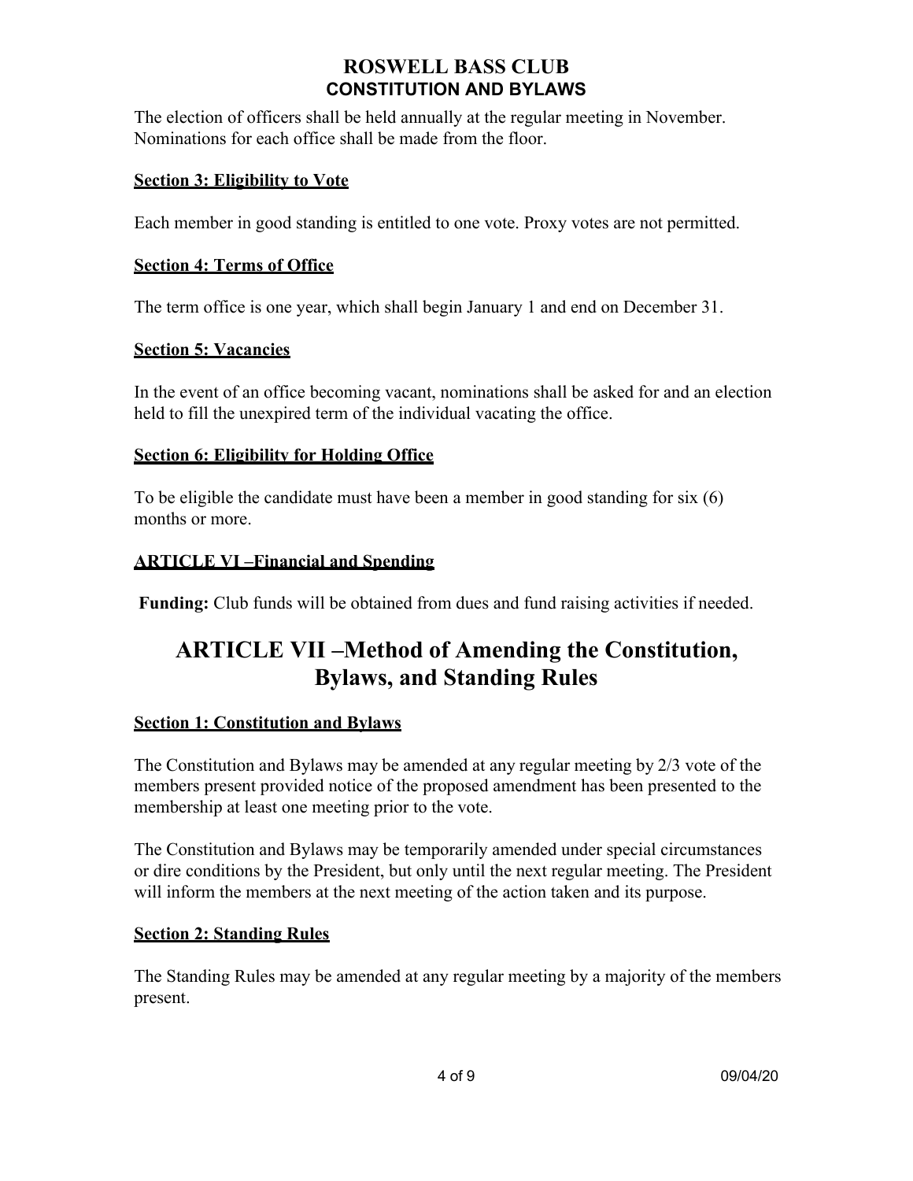The election of officers shall be held annually at the regular meeting in November. Nominations for each office shall be made from the floor.

### Section 3: Eligibility to Vote

Each member in good standing is entitled to one vote. Proxy votes are not permitted.

### Section 4: Terms of Office

The term office is one year, which shall begin January 1 and end on December 31.

### Section 5: Vacancies

In the event of an office becoming vacant, nominations shall be asked for and an election held to fill the unexpired term of the individual vacating the office.

### Section 6: Eligibility for Holding Office

To be eligible the candidate must have been a member in good standing for six (6) months or more.

## ARTICLE VI –Financial and Spending

**Funding:** Club funds will be obtained from dues and fund raising activities if needed.

# ARTICLE VII –Method of Amending the Constitution, Bylaws, and Standing Rules

### Section 1: Constitution and Bylaws

The Constitution and Bylaws may be amended at any regular meeting by 2/3 vote of the members present provided notice of the proposed amendment has been presented to the membership at least one meeting prior to the vote.

The Constitution and Bylaws may be temporarily amended under special circumstances or dire conditions by the President, but only until the next regular meeting. The President will inform the members at the next meeting of the action taken and its purpose.

### Section 2: Standing Rules

The Standing Rules may be amended at any regular meeting by a majority of the members present.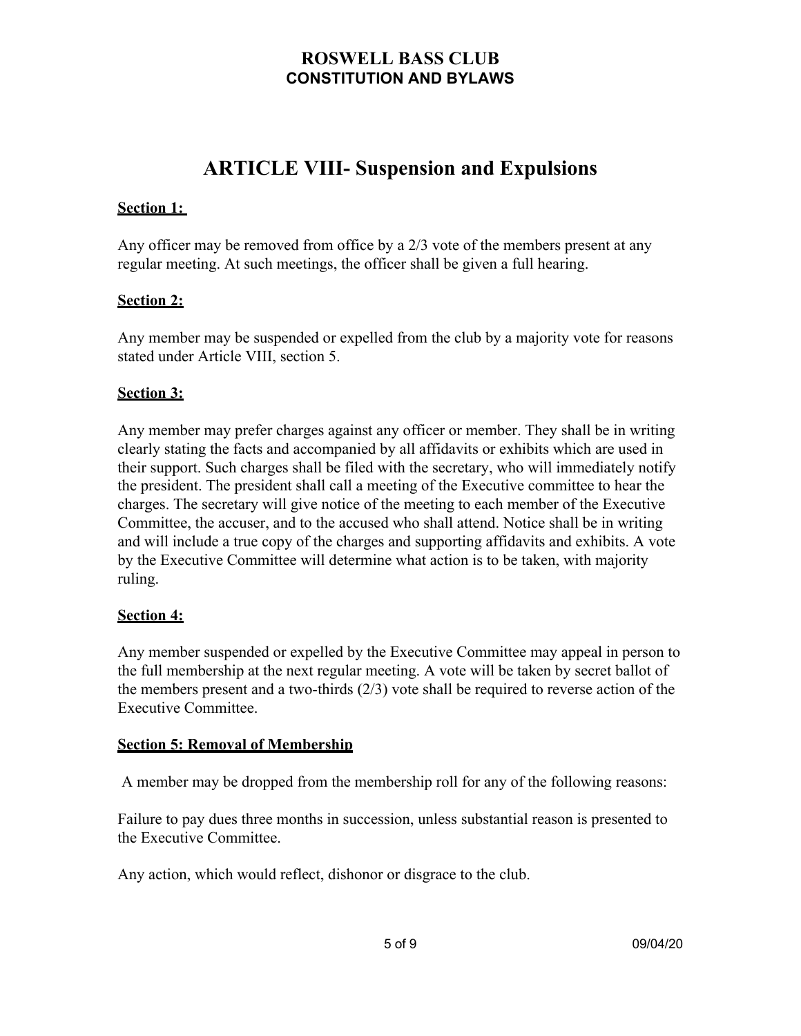# ARTICLE VIII- Suspension and Expulsions

**Section 1:**

Any officer may be removed from office by a 2/3 vote of the members present at any regular meeting. At such meetings, the officer shall be given a full hearing.

**Section 2:**

Any member may be suspended or expelled from the club by a majority vote for reasons stated under Article VIII, section 5.

**Section 3:**

Any member may prefer charges against any officer or member. They shall be in writing clearly stating the facts and accompanied by all affidavits or exhibits which are used in their support. Such charges shall be filed with the secretary, who will immediately notify the president. The president shall call a meeting of the Executive committee to hear the charges. The secretary will give notice of the meeting to each member of the Executive Committee, the accuser, and to the accused who shall attend. Notice shall be in writing and will include a true copy of the charges and supporting affidavits and exhibits. A vote by the Executive Committee will determine what action is to be taken, with majority ruling.

**Section 4:**

Any member suspended or expelled by the Executive Committee may appeal in person to the full membership at the next regular meeting. A vote will be taken by secret ballot of the members present and a two-thirds (2/3) vote shall be required to reverse action of the Executive Committee.

**Section 5: Removal of Membership**

A member may be dropped from the membership roll for any of the following reasons:

Failure to pay dues three months in succession, unless substantial reason is presented to the Executive Committee.

Any action, which would reflect, dishonor or disgrace to the club.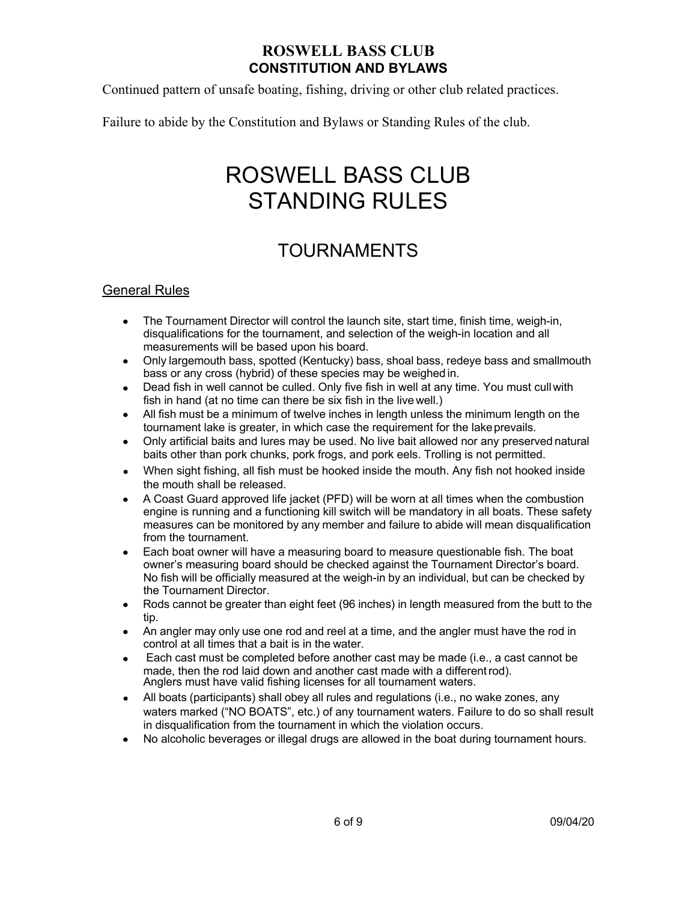Continued pattern of unsafe boating, fishing, driving or other club related practices.

Failure to abide by the Constitution and Bylaws or Standing Rules of the club.

# ROSWELL BASS CLUB STANDING RULES

## TOURNAMENTS

### General Rules

- The Tournament Director will control the launch site, start time, finish time, weigh-in, disqualifications for the tournament, and selection of the weigh-in location and all measurements will be based upon his board.
- Only largemouth bass, spotted (Kentucky) bass, shoal bass, redeye bass and smallmouth bass or any cross (hybrid) of these species may be weighed in.
- Dead fish in well cannot be culled. Only five fish in well at any time. You must cull with fish in hand (at no time can there be six fish in the live well.)
- All fish must be a minimum of twelve inches in length unless the minimum length on the tournament lake is greater, in which case the requirement for the lake prevails.
- Only artificial baits and lures may be used. No live bait allowed nor any preserved natural baits other than pork chunks, pork frogs, and pork eels. Trolling is not permitted.
- When sight fishing, all fish must be hooked inside the mouth. Any fish not hooked inside the mouth shall be released.
- A Coast Guard approved life jacket (PFD) will be worn at all times when the combustion engine is running and a functioning kill switch will be mandatory in all boats. These safety measures can be monitored by any member and failure to abide will mean disqualification from the tournament.
- Each boat owner will have a measuring board to measure questionable fish. The boat owner's measuring board should be checked against the Tournament Director's board. No fish will be officially measured at the weigh-in by an individual, but can be checked by the Tournament Director.
- Rods cannot be greater than eight feet (96 inches) in length measured from the butt to the tip.
- An angler may only use one rod and reel at a time, and the angler must have the rod in control at all times that a bait is in the water.
- Each cast must be completed before another cast may be made (i.e., a cast cannot be made, then the rod laid down and another cast made with a different rod). Anglers must have valid fishing licenses for all tournament waters.
- All boats (participants) shall obey all rules and regulations (i.e., no wake zones, any waters marked ("NO BOATS", etc.) of any tournament waters. Failure to do so shall result in disqualification from the tournament in which the violation occurs.
- No alcoholic beverages or illegal drugs are allowed in the boat during tournament hours.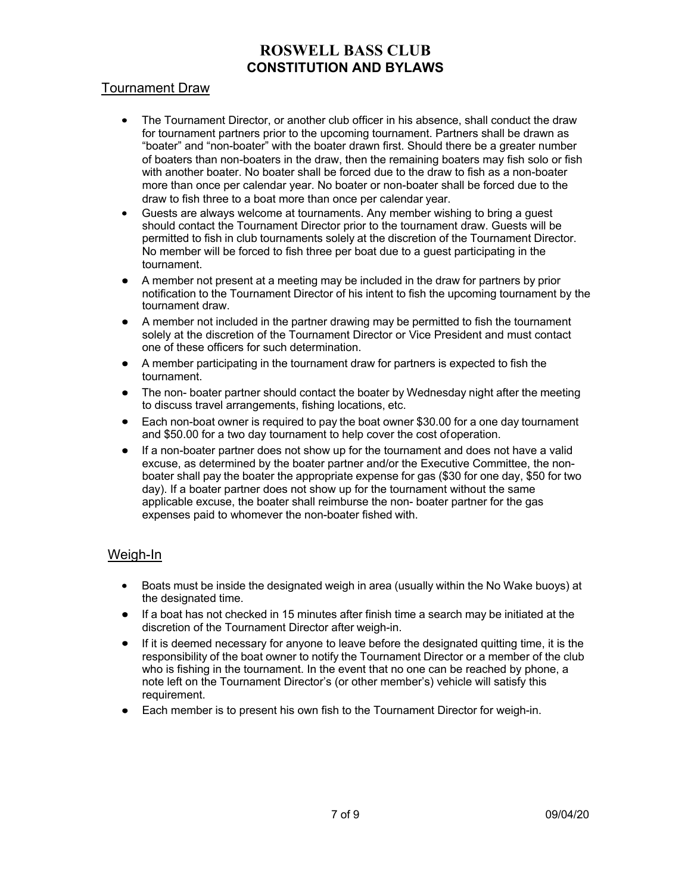## Tournament Draw

- The Tournament Director, or another club officer in his absence, shall conduct the draw for tournament partners prior to the upcoming tournament. Partners shall be drawn as "boater" and "non-boater" with the boater drawn first. Should there be a greater number of boaters than non-boaters in the draw, then the remaining boaters may fish solo or fish with another boater. No boater shall be forced due to the draw to fish as a non-boater more than once per calendar year. No boater or non-boater shall be forced due to the draw to fish three to a boat more than once per calendar year.
- Guests are always welcome at tournaments. Any member wishing to bring a guest should contact the Tournament Director prior to the tournament draw. Guests will be permitted to fish in club tournaments solely at the discretion of the Tournament Director. No member will be forced to fish three per boat due to a guest participating in the tournament.
- A member not present at a meeting may be included in the draw for partners by prior notification to the Tournament Director of his intent to fish the upcoming tournament by the tournament draw.
- A member not included in the partner drawing may be permitted to fish the tournament solely at the discretion of the Tournament Director or Vice President and must contact one of these officers for such determination.
- A member participating in the tournament draw for partners is expected to fish the tournament.
- The non- boater partner should contact the boater by Wednesday night after the meeting to discuss travel arrangements, fishing locations, etc.
- Each non-boat owner is required to pay the boat owner $30.00 for a one day tournament and $50.00 for a two day tournament to help cover the cost of operation.
- If a non-boater partner does not show up for the tournament and does not have a valid excuse, as determined by the boater partner and/or the Executive Committee, the non-boater shall pay the boater the appropriate expense for gas ($30 for one day, $50 for two day). If a boater partner does not show up for the tournament without the same applicable excuse, the boater shall reimburse the non- boater partner for the gas expenses paid to whomever the non-boater fished with.

## Weigh-In

- Boats must be inside the designated weigh in area (usually within the No Wake buoys) at the designated time.
- If a boat has not checked in 15 minutes after finish time a search may be initiated at the discretion of the Tournament Director after weigh-in.
- If it is deemed necessary for anyone to leave before the designated quitting time, it is the responsibility of the boat owner to notify the Tournament Director or a member of the club who is fishing in the tournament. In the event that no one can be reached by phone, a note left on the Tournament Director's (or other member's) vehicle will satisfy this requirement.
- Each member is to present his own fish to the Tournament Director for weigh-in.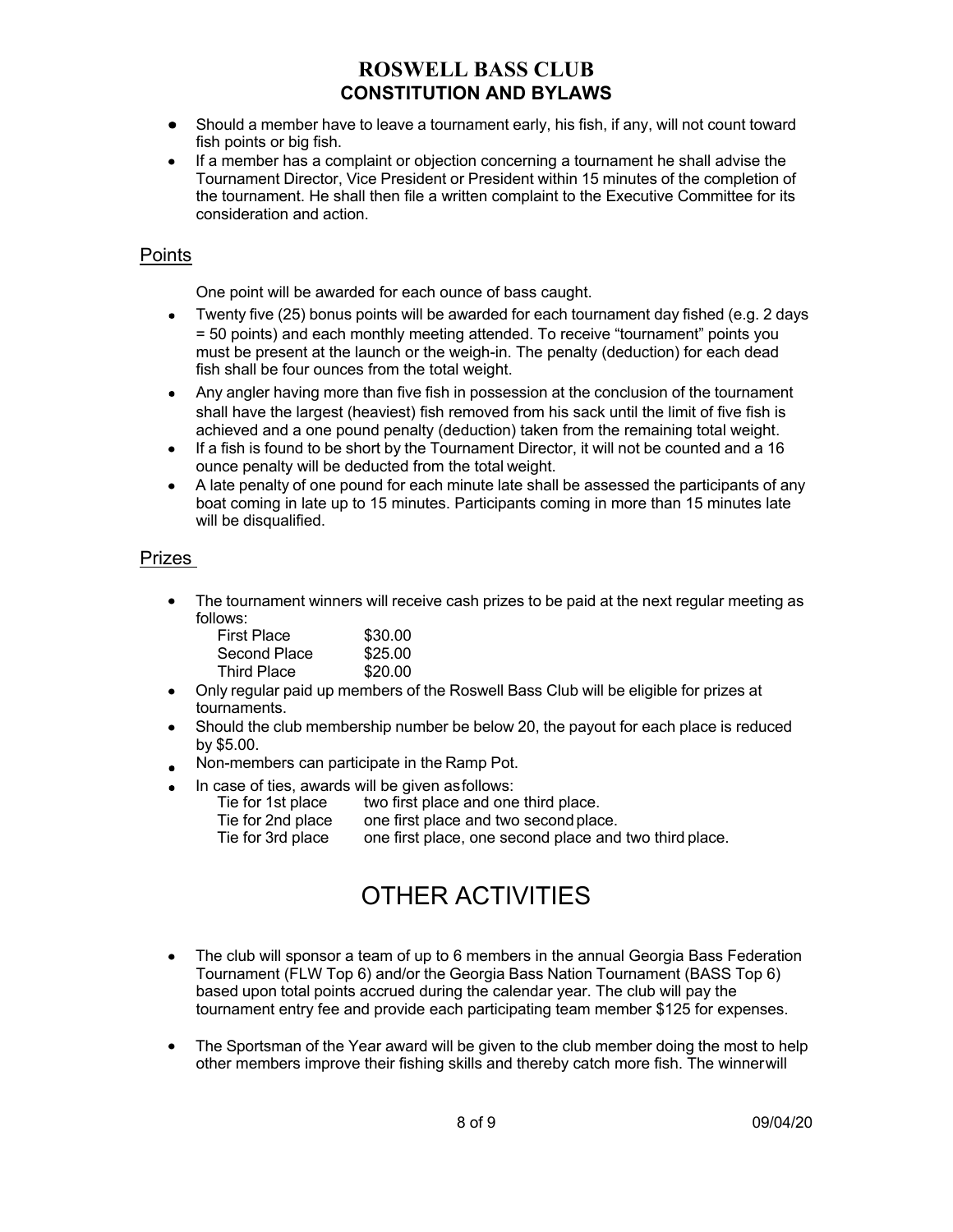- Should a member have to leave a tournament early, his fish, if any, will not count toward fish points or big fish.
- If a member has a complaint or objection concerning a tournament he shall advise the Tournament Director, Vice President or President within 15 minutes of the completion of the tournament. He shall then file a written complaint to the Executive Committee for its consideration and action.

## Points

One point will be awarded for each ounce of bass caught.

- Twenty five (25) bonus points will be awarded for each tournament day fished (e.g. 2 days = 50 points) and each monthly meeting attended. To receive "tournament" points you must be present at the launch or the weigh-in. The penalty (deduction) for each dead fish shall be four ounces from the total weight.
- Any angler having more than five fish in possession at the conclusion of the tournament shall have the largest (heaviest) fish removed from his sack until the limit of five fish is achieved and a one pound penalty (deduction) taken from the remaining total weight.
- If a fish is found to be short by the Tournament Director, it will not be counted and a 16 ounce penalty will be deducted from the total weight.
- A late penalty of one pound for each minute late shall be assessed the participants of any boat coming in late up to 15 minutes. Participants coming in more than 15 minutes late will be disqualified.

## Prizes

- The tournament winners will receive cash prizes to be paid at the next regular meeting as follows:

| | |
|---|---|
| First Place | $30.00 |
| Second Place | $25.00 |
| Third Place | $20.00 |

- Only regular paid up members of the Roswell Bass Club will be eligible for prizes at tournaments.
- Should the club membership number be below 20, the payout for each place is reduced by $5.00.
- Non-members can participate in the Ramp Pot.
- In case of ties, awards will be given as follows:

| | |
|---|---|
| Tie for 1st place | two first place and one third place. |
| Tie for 2nd place | one first place and two second place. |
| Tie for 3rd place | one first place, one second place and two third place. |

# OTHER ACTIVITIES

- The club will sponsor a team of up to 6 members in the annual Georgia Bass Federation Tournament (FLW Top 6) and/or the Georgia Bass Nation Tournament (BASS Top 6) based upon total points accrued during the calendar year. The club will pay the tournament entry fee and provide each participating team member $125 for expenses.
- The Sportsman of the Year award will be given to the club member doing the most to help other members improve their fishing skills and thereby catch more fish. The winner will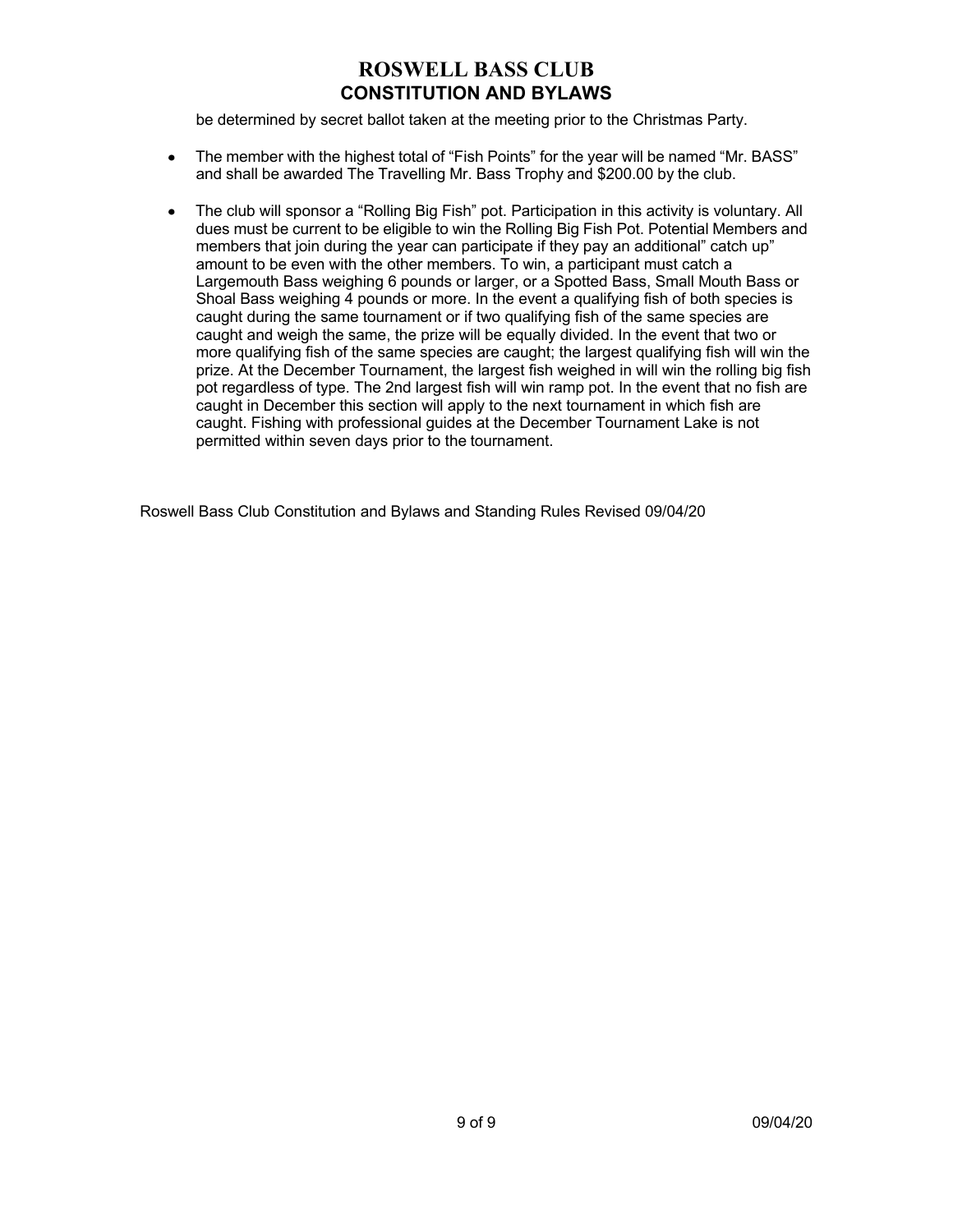be determined by secret ballot taken at the meeting prior to the Christmas Party.

- The member with the highest total of "Fish Points" for the year will be named "Mr. BASS" and shall be awarded The Travelling Mr. Bass Trophy and $200.00 by the club.

- The club will sponsor a "Rolling Big Fish" pot. Participation in this activity is voluntary. All dues must be current to be eligible to win the Rolling Big Fish Pot. Potential Members and members that join during the year can participate if they pay an additional" catch up" amount to be even with the other members. To win, a participant must catch a Largemouth Bass weighing 6 pounds or larger, or a Spotted Bass, Small Mouth Bass or Shoal Bass weighing 4 pounds or more. In the event a qualifying fish of both species is caught during the same tournament or if two qualifying fish of the same species are caught and weigh the same, the prize will be equally divided. In the event that two or more qualifying fish of the same species are caught; the largest qualifying fish will win the prize. At the December Tournament, the largest fish weighed in will win the rolling big fish pot regardless of type. The 2nd largest fish will win ramp pot. In the event that no fish are caught in December this section will apply to the next tournament in which fish are caught. Fishing with professional guides at the December Tournament Lake is not permitted within seven days prior to the tournament.

Roswell Bass Club Constitution and Bylaws and Standing Rules Revised 09/04/20